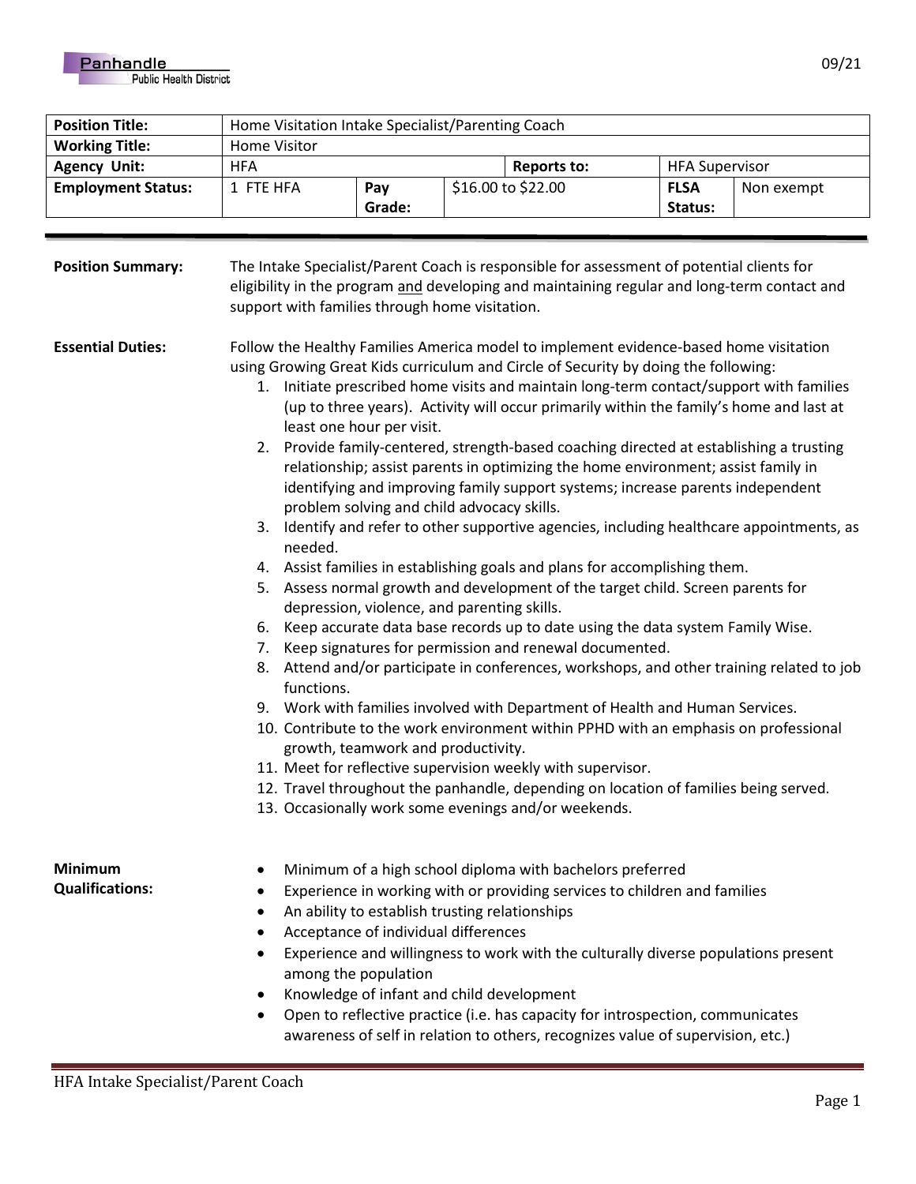Panhandle Public Health District

09/21

| Position Title: | Home Visitation Intake Specialist/Parenting Coach | | | | |
|---|---|---|---|---|---|
| Working Title: | Home Visitor | | | | |
| Agency Unit: | HFA | | Reports to: | HFA Supervisor | |
| Employment Status: | 1 FTE HFA | Pay Grade: | $16.00 to $22.00 | FLSA Status: | Non exempt |

**Position Summary:** The Intake Specialist/Parent Coach is responsible for assessment of potential clients for eligibility in the program and developing and maintaining regular and long-term contact and support with families through home visitation.

**Essential Duties:** Follow the Healthy Families America model to implement evidence-based home visitation using Growing Great Kids curriculum and Circle of Security by doing the following:

1. Initiate prescribed home visits and maintain long-term contact/support with families (up to three years). Activity will occur primarily within the family's home and last at least one hour per visit.
2. Provide family-centered, strength-based coaching directed at establishing a trusting relationship; assist parents in optimizing the home environment; assist family in identifying and improving family support systems; increase parents independent problem solving and child advocacy skills.
3. Identify and refer to other supportive agencies, including healthcare appointments, as needed.
4. Assist families in establishing goals and plans for accomplishing them.
5. Assess normal growth and development of the target child. Screen parents for depression, violence, and parenting skills.
6. Keep accurate data base records up to date using the data system Family Wise.
7. Keep signatures for permission and renewal documented.
8. Attend and/or participate in conferences, workshops, and other training related to job functions.
9. Work with families involved with Department of Health and Human Services.
10. Contribute to the work environment within PPHD with an emphasis on professional growth, teamwork and productivity.
11. Meet for reflective supervision weekly with supervisor.
12. Travel throughout the panhandle, depending on location of families being served.
13. Occasionally work some evenings and/or weekends.

**Minimum Qualifications:**

- Minimum of a high school diploma with bachelors preferred
- Experience in working with or providing services to children and families
- An ability to establish trusting relationships
- Acceptance of individual differences
- Experience and willingness to work with the culturally diverse populations present among the population
- Knowledge of infant and child development
- Open to reflective practice (i.e. has capacity for introspection, communicates awareness of self in relation to others, recognizes value of supervision, etc.)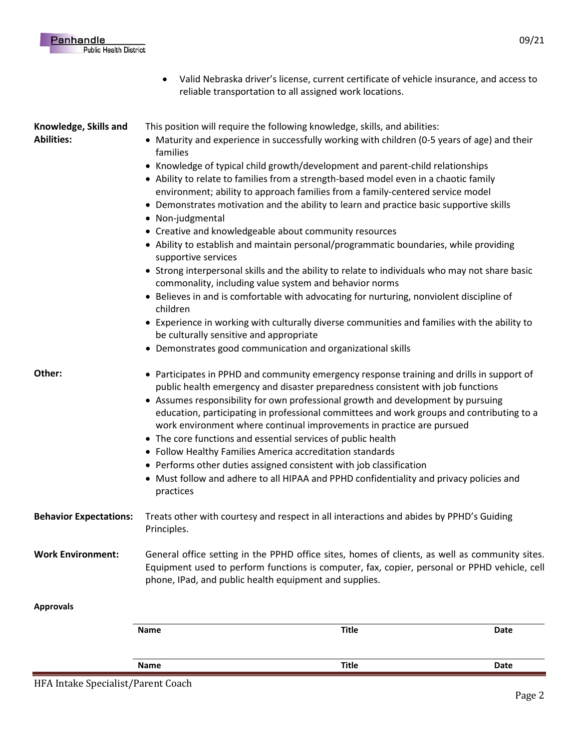- Valid Nebraska driver's license, current certificate of vehicle insurance, and access to reliable transportation to all assigned work locations.

**Knowledge, Skills and Abilities:**

This position will require the following knowledge, skills, and abilities:

- Maturity and experience in successfully working with children (0-5 years of age) and their families
- Knowledge of typical child growth/development and parent-child relationships
- Ability to relate to families from a strength-based model even in a chaotic family environment; ability to approach families from a family-centered service model
- Demonstrates motivation and the ability to learn and practice basic supportive skills
- Non-judgmental
- Creative and knowledgeable about community resources
- Ability to establish and maintain personal/programmatic boundaries, while providing supportive services
- Strong interpersonal skills and the ability to relate to individuals who may not share basic commonality, including value system and behavior norms
- Believes in and is comfortable with advocating for nurturing, nonviolent discipline of children
- Experience in working with culturally diverse communities and families with the ability to be culturally sensitive and appropriate
- Demonstrates good communication and organizational skills

**Other:**

- Participates in PPHD and community emergency response training and drills in support of public health emergency and disaster preparedness consistent with job functions
- Assumes responsibility for own professional growth and development by pursuing education, participating in professional committees and work groups and contributing to a work environment where continual improvements in practice are pursued
- The core functions and essential services of public health
- Follow Healthy Families America accreditation standards
- Performs other duties assigned consistent with job classification
- Must follow and adhere to all HIPAA and PPHD confidentiality and privacy policies and practices

**Behavior Expectations:** Treats other with courtesy and respect in all interactions and abides by PPHD's Guiding Principles.

**Work Environment:** General office setting in the PPHD office sites, homes of clients, as well as community sites. Equipment used to perform functions is computer, fax, copier, personal or PPHD vehicle, cell phone, IPad, and public health equipment and supplies.

**Approvals**

| Name | Title | Date |
|---|---|---|
| | | |
| Name | Title | Date |